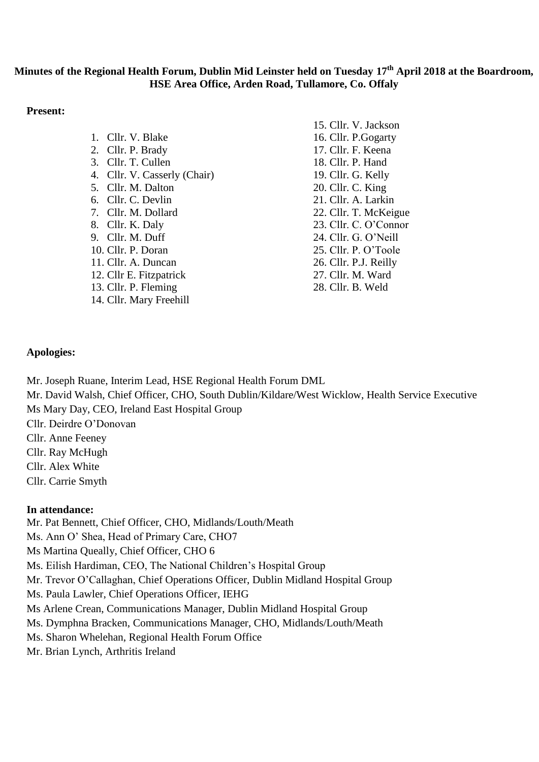**Minutes of the Regional Health Forum, Dublin Mid Leinster held on Tuesday 17th April 2018 at the Boardroom, HSE Area Office, Arden Road, Tullamore, Co. Offaly**

**Present:**

1. Cllr. V. Blake
2. Cllr. P. Brady
3. Cllr. T. Cullen
4. Cllr. V. Casserly (Chair)
5. Cllr. M. Dalton
6. Cllr. C. Devlin
7. Cllr. M. Dollard
8. Cllr. K. Daly
9. Cllr. M. Duff
10. Cllr. P. Doran
11. Cllr. A. Duncan
12. Cllr E. Fitzpatrick
13. Cllr. P. Fleming
14. Cllr. Mary Freehill
15. Cllr. V. Jackson
16. Cllr. P.Gogarty
17. Cllr. F. Keena
18. Cllr. P. Hand
19. Cllr. G. Kelly
20. Cllr. C. King
21. Cllr. A. Larkin
22. Cllr. T. McKeigue
23. Cllr. C. O'Connor
24. Cllr. G. O'Neill
25. Cllr. P. O'Toole
26. Cllr. P.J. Reilly
27. Cllr. M. Ward
28. Cllr. B. Weld

**Apologies:**

Mr. Joseph Ruane, Interim Lead, HSE Regional Health Forum DML
Mr. David Walsh, Chief Officer, CHO, South Dublin/Kildare/West Wicklow, Health Service Executive
Ms Mary Day, CEO, Ireland East Hospital Group
Cllr. Deirdre O'Donovan
Cllr. Anne Feeney
Cllr. Ray McHugh
Cllr. Alex White
Cllr. Carrie Smyth

**In attendance:**

Mr. Pat Bennett, Chief Officer, CHO, Midlands/Louth/Meath
Ms. Ann O' Shea, Head of Primary Care, CHO7
Ms Martina Queally, Chief Officer, CHO 6
Ms. Eilish Hardiman, CEO, The National Children's Hospital Group
Mr. Trevor O'Callaghan, Chief Operations Officer, Dublin Midland Hospital Group
Ms. Paula Lawler, Chief Operations Officer, IEHG
Ms Arlene Crean, Communications Manager, Dublin Midland Hospital Group
Ms. Dymphna Bracken, Communications Manager, CHO, Midlands/Louth/Meath
Ms. Sharon Whelehan, Regional Health Forum Office
Mr. Brian Lynch, Arthritis Ireland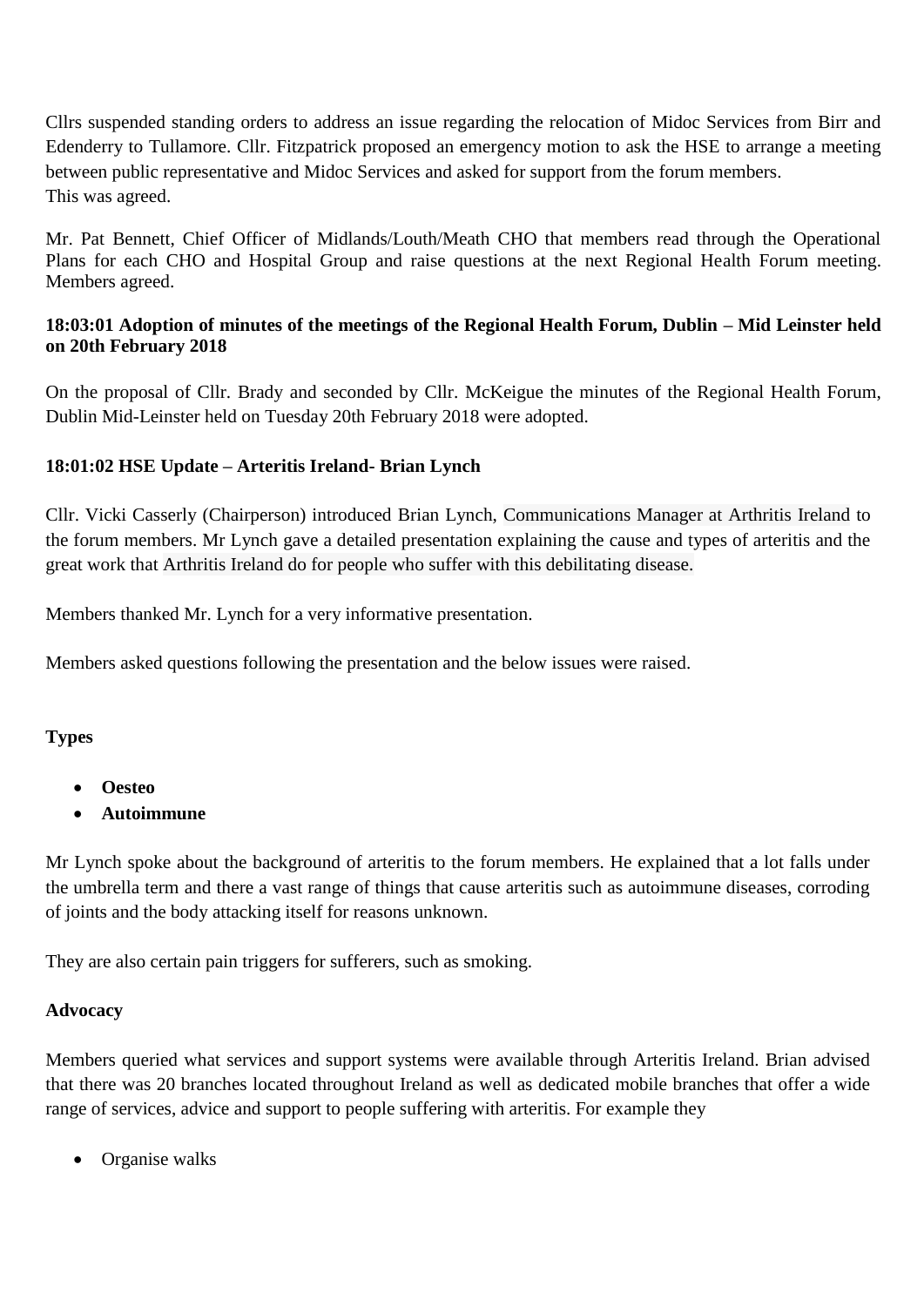Cllrs suspended standing orders to address an issue regarding the relocation of Midoc Services from Birr and Edenderry to Tullamore. Cllr. Fitzpatrick proposed an emergency motion to ask the HSE to arrange a meeting between public representative and Midoc Services and asked for support from the forum members.
This was agreed.

Mr. Pat Bennett, Chief Officer of Midlands/Louth/Meath CHO that members read through the Operational Plans for each CHO and Hospital Group and raise questions at the next Regional Health Forum meeting. Members agreed.

**18:03:01 Adoption of minutes of the meetings of the Regional Health Forum, Dublin – Mid Leinster held on 20th February 2018**

On the proposal of Cllr. Brady and seconded by Cllr. McKeigue the minutes of the Regional Health Forum, Dublin Mid-Leinster held on Tuesday 20th February 2018 were adopted.

**18:01:02 HSE Update – Arteritis Ireland- Brian Lynch**

Cllr. Vicki Casserly (Chairperson) introduced Brian Lynch, Communications Manager at Arthritis Ireland to the forum members. Mr Lynch gave a detailed presentation explaining the cause and types of arteritis and the great work that Arthritis Ireland do for people who suffer with this debilitating disease.

Members thanked Mr. Lynch for a very informative presentation.

Members asked questions following the presentation and the below issues were raised.

**Types**

- **Oesteo**
- **Autoimmune**

Mr Lynch spoke about the background of arteritis to the forum members. He explained that a lot falls under the umbrella term and there a vast range of things that cause arteritis such as autoimmune diseases, corroding of joints and the body attacking itself for reasons unknown.

They are also certain pain triggers for sufferers, such as smoking.

**Advocacy**

Members queried what services and support systems were available through Arteritis Ireland. Brian advised that there was 20 branches located throughout Ireland as well as dedicated mobile branches that offer a wide range of services, advice and support to people suffering with arteritis. For example they

- Organise walks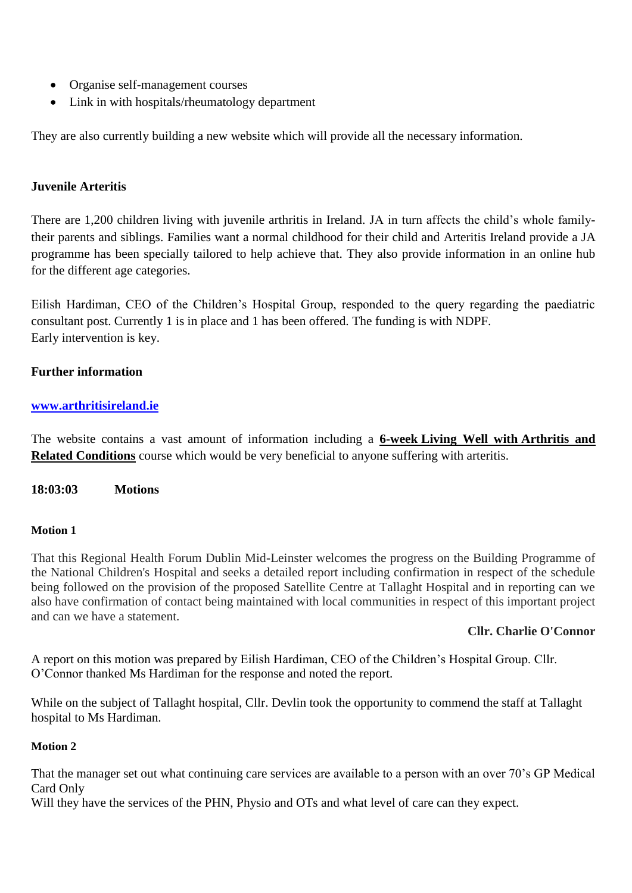- Organise self-management courses
- Link in with hospitals/rheumatology department

They are also currently building a new website which will provide all the necessary information.

**Juvenile Arteritis**

There are 1,200 children living with juvenile arthritis in Ireland. JA in turn affects the child's whole family- their parents and siblings. Families want a normal childhood for their child and Arteritis Ireland provide a JA programme has been specially tailored to help achieve that. They also provide information in an online hub for the different age categories.

Eilish Hardiman, CEO of the Children's Hospital Group, responded to the query regarding the paediatric consultant post. Currently 1 is in place and 1 has been offered. The funding is with NDPF.
Early intervention is key.

**Further information**

**www.arthritisireland.ie**

The website contains a vast amount of information including a **6-week Living Well with Arthritis and Related Conditions** course which would be very beneficial to anyone suffering with arteritis.

**18:03:03 Motions**

**Motion 1**

That this Regional Health Forum Dublin Mid-Leinster welcomes the progress on the Building Programme of the National Children's Hospital and seeks a detailed report including confirmation in respect of the schedule being followed on the provision of the proposed Satellite Centre at Tallaght Hospital and in reporting can we also have confirmation of contact being maintained with local communities in respect of this important project and can we have a statement.

**Cllr. Charlie O'Connor**

A report on this motion was prepared by Eilish Hardiman, CEO of the Children's Hospital Group. Cllr. O'Connor thanked Ms Hardiman for the response and noted the report.

While on the subject of Tallaght hospital, Cllr. Devlin took the opportunity to commend the staff at Tallaght hospital to Ms Hardiman.

**Motion 2**

That the manager set out what continuing care services are available to a person with an over 70's GP Medical Card Only
Will they have the services of the PHN, Physio and OTs and what level of care can they expect.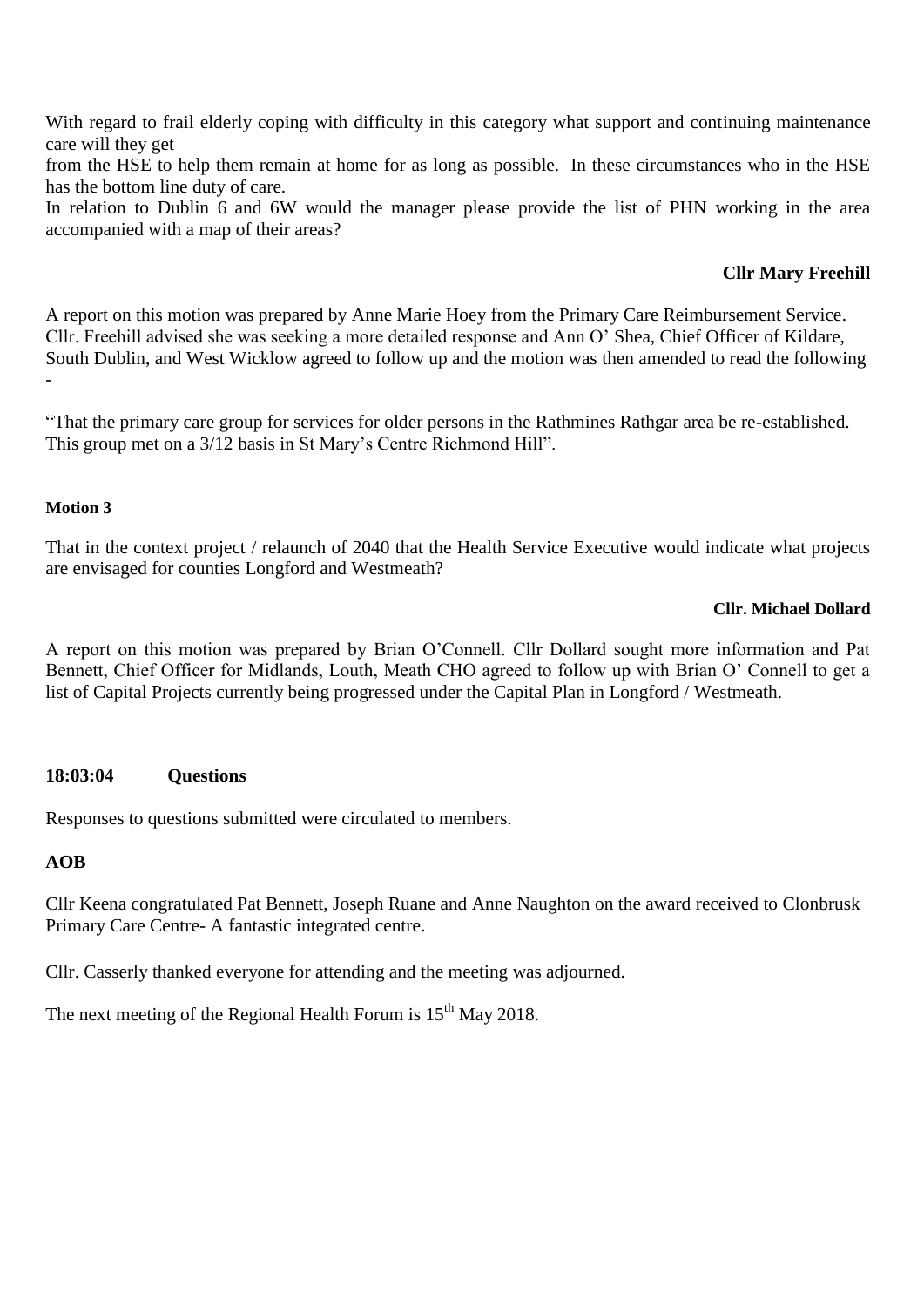With regard to frail elderly coping with difficulty in this category what support and continuing maintenance care will they get

from the HSE to help them remain at home for as long as possible. In these circumstances who in the HSE has the bottom line duty of care.

In relation to Dublin 6 and 6W would the manager please provide the list of PHN working in the area accompanied with a map of their areas?

**Cllr Mary Freehill**

A report on this motion was prepared by Anne Marie Hoey from the Primary Care Reimbursement Service. Cllr. Freehill advised she was seeking a more detailed response and Ann O' Shea, Chief Officer of Kildare, South Dublin, and West Wicklow agreed to follow up and the motion was then amended to read the following -

"That the primary care group for services for older persons in the Rathmines Rathgar area be re-established. This group met on a 3/12 basis in St Mary's Centre Richmond Hill".

**Motion 3**

That in the context project / relaunch of 2040 that the Health Service Executive would indicate what projects are envisaged for counties Longford and Westmeath?

**Cllr. Michael Dollard**

A report on this motion was prepared by Brian O'Connell. Cllr Dollard sought more information and Pat Bennett, Chief Officer for Midlands, Louth, Meath CHO agreed to follow up with Brian O' Connell to get a list of Capital Projects currently being progressed under the Capital Plan in Longford / Westmeath.

**18:03:04 Questions**

Responses to questions submitted were circulated to members.

**AOB**

Cllr Keena congratulated Pat Bennett, Joseph Ruane and Anne Naughton on the award received to Clonbrusk Primary Care Centre- A fantastic integrated centre.

Cllr. Casserly thanked everyone for attending and the meeting was adjourned.

The next meeting of the Regional Health Forum is 15th May 2018.